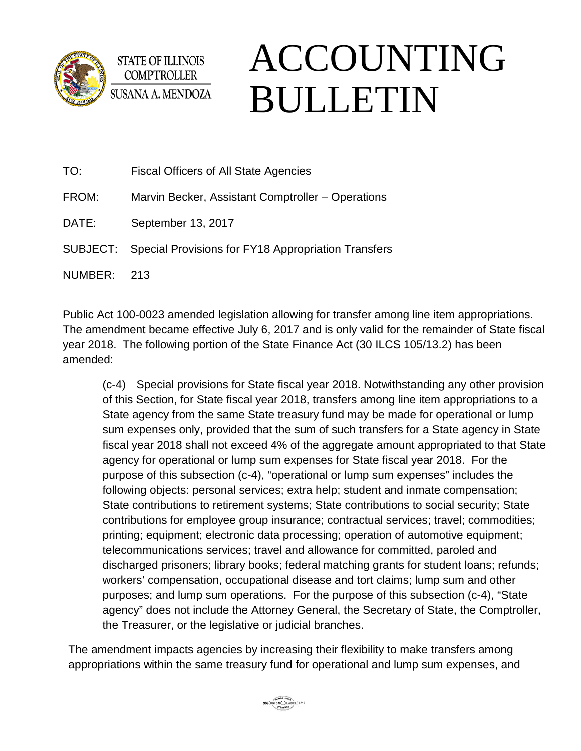STATE OF ILLINOIS
COMPTROLLER
SUSANA A. MENDOZA

# ACCOUNTING BULLETIN

TO: Fiscal Officers of All State Agencies

FROM: Marvin Becker, Assistant Comptroller – Operations

DATE: September 13, 2017

SUBJECT: Special Provisions for FY18 Appropriation Transfers

NUMBER: 213

Public Act 100-0023 amended legislation allowing for transfer among line item appropriations. The amendment became effective July 6, 2017 and is only valid for the remainder of State fiscal year 2018. The following portion of the State Finance Act (30 ILCS 105/13.2) has been amended:

> (c-4) Special provisions for State fiscal year 2018. Notwithstanding any other provision of this Section, for State fiscal year 2018, transfers among line item appropriations to a State agency from the same State treasury fund may be made for operational or lump sum expenses only, provided that the sum of such transfers for a State agency in State fiscal year 2018 shall not exceed 4% of the aggregate amount appropriated to that State agency for operational or lump sum expenses for State fiscal year 2018. For the purpose of this subsection (c-4), "operational or lump sum expenses" includes the following objects: personal services; extra help; student and inmate compensation; State contributions to retirement systems; State contributions to social security; State contributions for employee group insurance; contractual services; travel; commodities; printing; equipment; electronic data processing; operation of automotive equipment; telecommunications services; travel and allowance for committed, paroled and discharged prisoners; library books; federal matching grants for student loans; refunds; workers' compensation, occupational disease and tort claims; lump sum and other purposes; and lump sum operations. For the purpose of this subsection (c-4), "State agency" does not include the Attorney General, the Secretary of State, the Comptroller, the Treasurer, or the legislative or judicial branches.

The amendment impacts agencies by increasing their flexibility to make transfers among appropriations within the same treasury fund for operational and lump sum expenses, and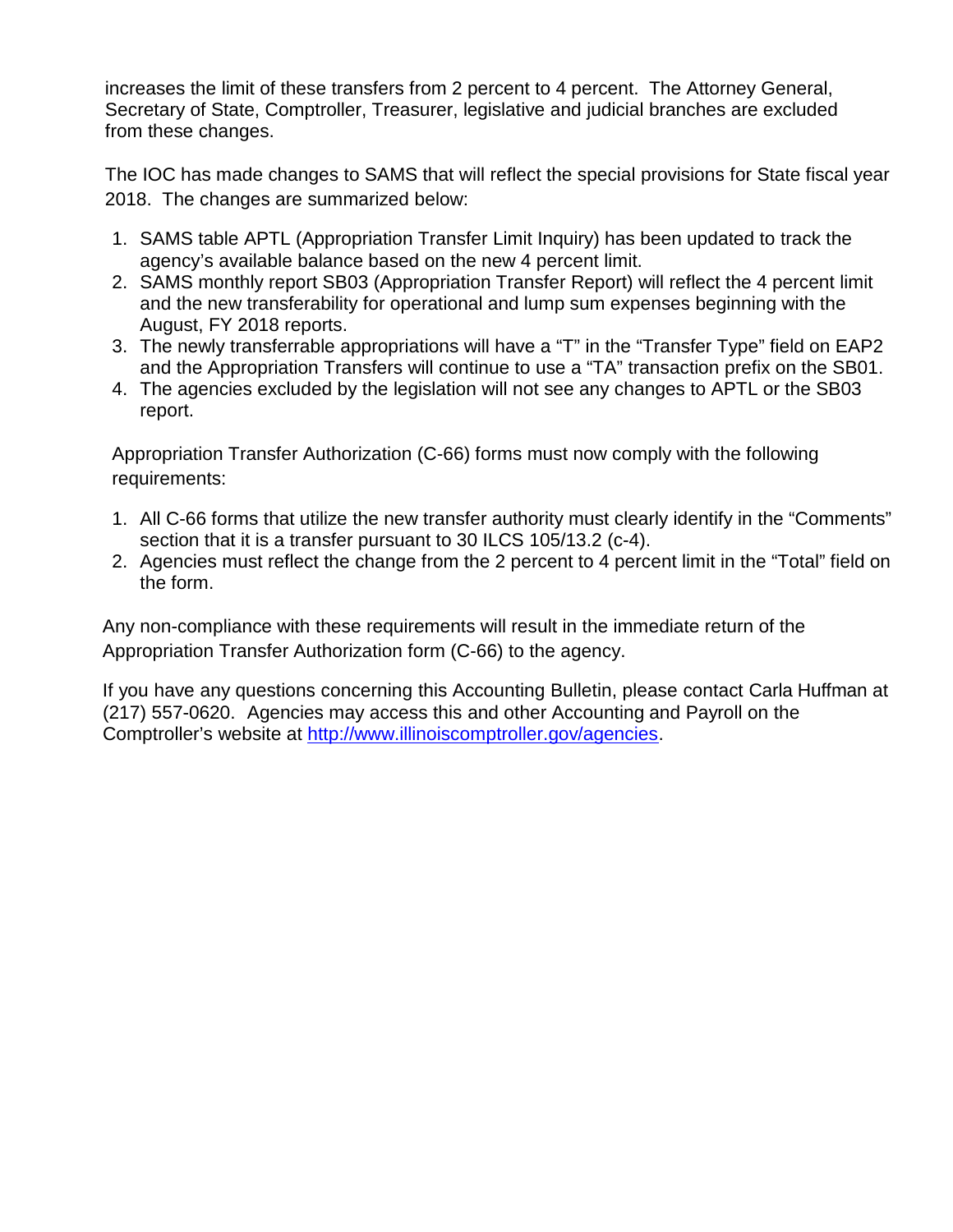increases the limit of these transfers from 2 percent to 4 percent. The Attorney General, Secretary of State, Comptroller, Treasurer, legislative and judicial branches are excluded from these changes.

The IOC has made changes to SAMS that will reflect the special provisions for State fiscal year 2018. The changes are summarized below:

1. SAMS table APTL (Appropriation Transfer Limit Inquiry) has been updated to track the agency's available balance based on the new 4 percent limit.
2. SAMS monthly report SB03 (Appropriation Transfer Report) will reflect the 4 percent limit and the new transferability for operational and lump sum expenses beginning with the August, FY 2018 reports.
3. The newly transferrable appropriations will have a "T" in the "Transfer Type" field on EAP2 and the Appropriation Transfers will continue to use a "TA" transaction prefix on the SB01.
4. The agencies excluded by the legislation will not see any changes to APTL or the SB03 report.

Appropriation Transfer Authorization (C-66) forms must now comply with the following requirements:

1. All C-66 forms that utilize the new transfer authority must clearly identify in the "Comments" section that it is a transfer pursuant to 30 ILCS 105/13.2 (c-4).
2. Agencies must reflect the change from the 2 percent to 4 percent limit in the "Total" field on the form.

Any non-compliance with these requirements will result in the immediate return of the Appropriation Transfer Authorization form (C-66) to the agency.

If you have any questions concerning this Accounting Bulletin, please contact Carla Huffman at (217) 557-0620. Agencies may access this and other Accounting and Payroll on the Comptroller's website at [http://www.illinoiscomptroller.gov/agencies](http://www.illinoiscomptroller.gov/agencies).